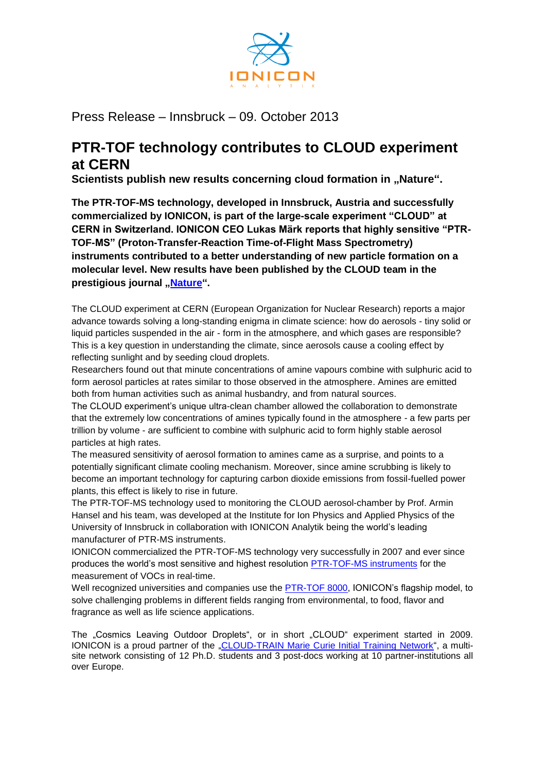IONICON
ANALYTIK

Press Release – Innsbruck – 09. October 2013

# PTR-TOF technology contributes to CLOUD experiment at CERN

**Scientists publish new results concerning cloud formation in „Nature".**

**The PTR-TOF-MS technology, developed in Innsbruck, Austria and successfully commercialized by IONICON, is part of the large-scale experiment "CLOUD" at CERN in Switzerland. IONICON CEO Lukas Märk reports that highly sensitive "PTR-TOF-MS" (Proton-Transfer-Reaction Time-of-Flight Mass Spectrometry) instruments contributed to a better understanding of new particle formation on a molecular level. New results have been published by the CLOUD team in the prestigious journal „Nature".**

The CLOUD experiment at CERN (European Organization for Nuclear Research) reports a major advance towards solving a long-standing enigma in climate science: how do aerosols - tiny solid or liquid particles suspended in the air - form in the atmosphere, and which gases are responsible? This is a key question in understanding the climate, since aerosols cause a cooling effect by reflecting sunlight and by seeding cloud droplets.

Researchers found out that minute concentrations of amine vapours combine with sulphuric acid to form aerosol particles at rates similar to those observed in the atmosphere. Amines are emitted both from human activities such as animal husbandry, and from natural sources.

The CLOUD experiment's unique ultra-clean chamber allowed the collaboration to demonstrate that the extremely low concentrations of amines typically found in the atmosphere - a few parts per trillion by volume - are sufficient to combine with sulphuric acid to form highly stable aerosol particles at high rates.

The measured sensitivity of aerosol formation to amines came as a surprise, and points to a potentially significant climate cooling mechanism. Moreover, since amine scrubbing is likely to become an important technology for capturing carbon dioxide emissions from fossil-fuelled power plants, this effect is likely to rise in future.

The PTR-TOF-MS technology used to monitoring the CLOUD aerosol-chamber by Prof. Armin Hansel and his team, was developed at the Institute for Ion Physics and Applied Physics of the University of Innsbruck in collaboration with IONICON Analytik being the world's leading manufacturer of PTR-MS instruments.

IONICON commercialized the PTR-TOF-MS technology very successfully in 2007 and ever since produces the world's most sensitive and highest resolution PTR-TOF-MS instruments for the measurement of VOCs in real-time.

Well recognized universities and companies use the PTR-TOF 8000, IONICON's flagship model, to solve challenging problems in different fields ranging from environmental, to food, flavor and fragrance as well as life science applications.

The „Cosmics Leaving Outdoor Droplets", or in short „CLOUD" experiment started in 2009. IONICON is a proud partner of the „CLOUD-TRAIN Marie Curie Initial Training Network", a multi-site network consisting of 12 Ph.D. students and 3 post-docs working at 10 partner-institutions all over Europe.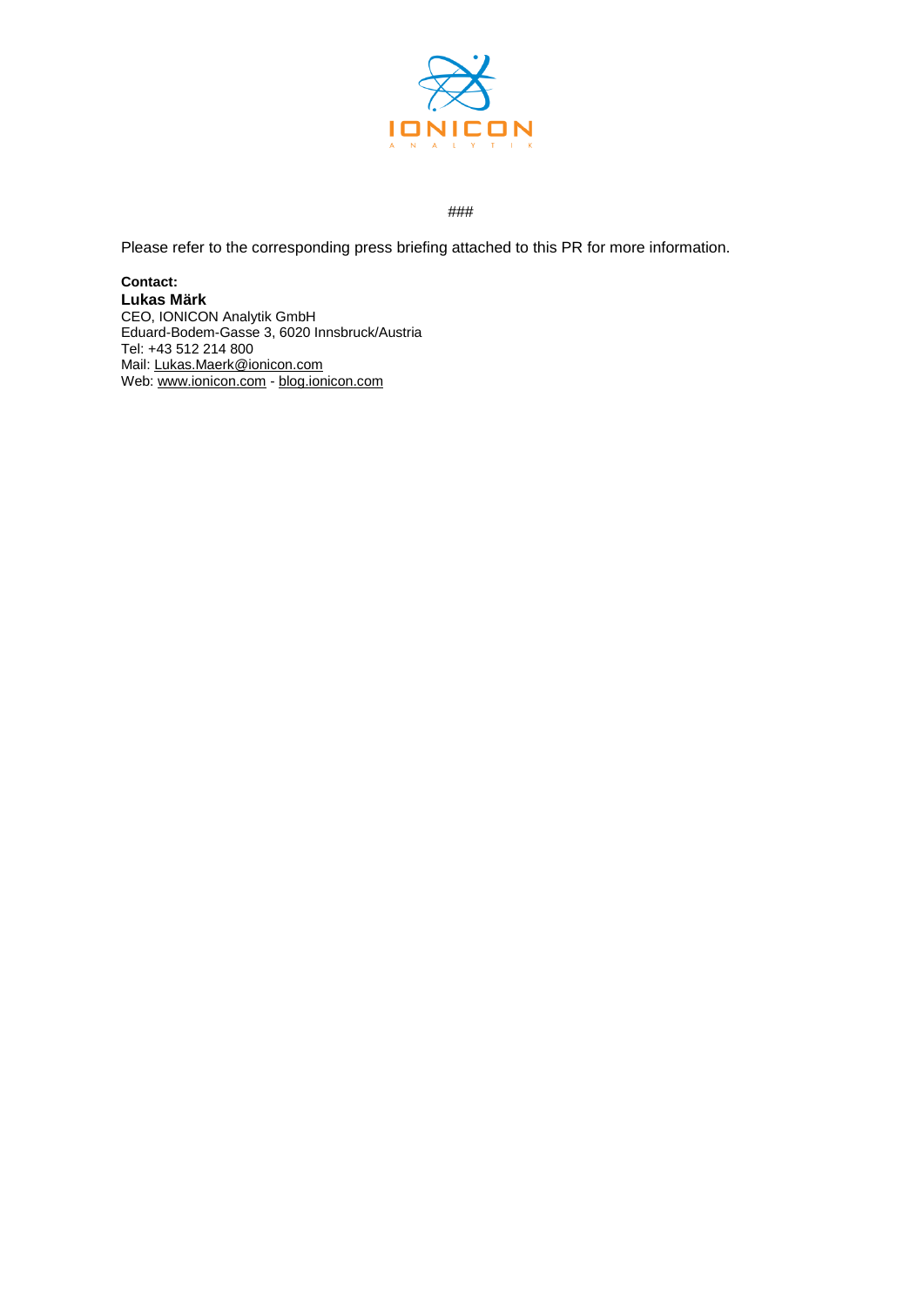###

Please refer to the corresponding press briefing attached to this PR for more information.

**Contact:**
**Lukas Märk**
CEO, IONICON Analytik GmbH
Eduard-Bodem-Gasse 3, 6020 Innsbruck/Austria
Tel: +43 512 214 800
Mail: Lukas.Maerk@ionicon.com
Web: www.ionicon.com - blog.ionicon.com